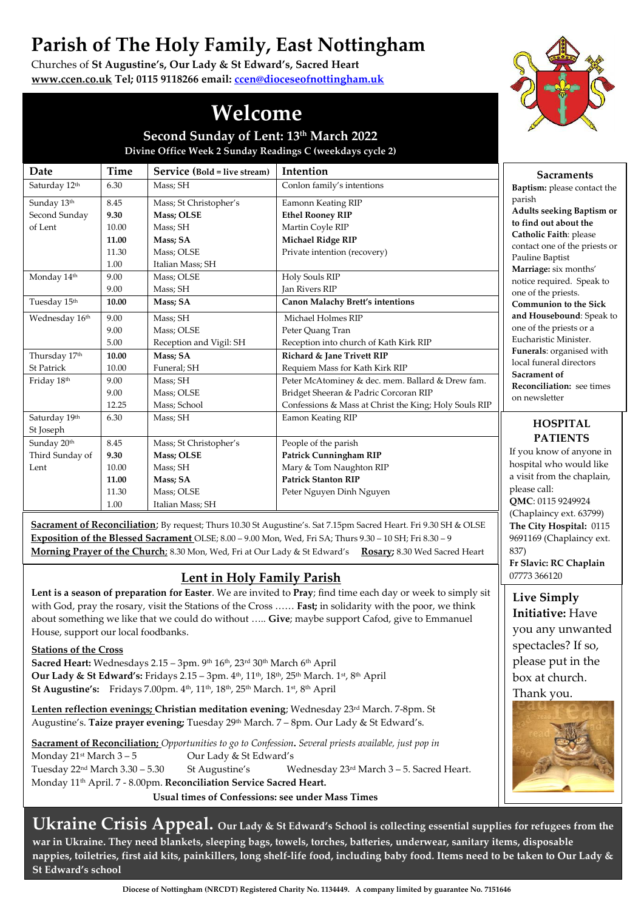# Parish of The Holy Family, East Nottingham

Churches of **St Augustine's, Our Lady & St Edward's, Sacred Heart**
**www.ccen.co.uk Tel; 0115 9118266 email: ccen@dioceseofnottingham.uk**

## Welcome

### Second Sunday of Lent: 13th March 2022

**Divine Office Week 2 Sunday Readings C (weekdays cycle 2)**

| Date | Time | Service (**Bold = live stream**) | Intention |
|---|---|---|---|
| Saturday 12th | 6.30 | Mass; SH | Conlon family's intentions |
| Sunday 13th Second Sunday of Lent | 8.45 | Mass; St Christopher's | Eamonn Keating RIP |
| | **9.30** | **Mass; OLSE** | **Ethel Rooney RIP** |
| | 10.00 | Mass; SH | Martin Coyle RIP |
| | **11.00** | **Mass; SA** | **Michael Ridge RIP** |
| | 11.30 | Mass; OLSE | Private intention (recovery) |
| | 1.00 | Italian Mass; SH | |
| Monday 14th | 9.00 | Mass; OLSE | Holy Souls RIP |
| | 9.00 | Mass; SH | Jan Rivers RIP |
| Tuesday 15th | **10.00** | **Mass; SA** | **Canon Malachy Brett's intentions** |
| Wednesday 16th | 9.00 | Mass; SH | Michael Holmes RIP |
| | 9.00 | Mass; OLSE | Peter Quang Tran |
| | 5.00 | Reception and Vigil: SH | Reception into church of Kath Kirk RIP |
| Thursday 17th St Patrick | **10.00** | **Mass; SA** | **Richard & Jane Trivett RIP** |
| | 10.00 | Funeral; SH | Requiem Mass for Kath Kirk RIP |
| Friday 18th | 9.00 | Mass; SH | Peter McAtominey & dec. mem. Ballard & Drew fam. |
| | 9.00 | Mass; OLSE | Bridget Sheeran & Padric Corcoran RIP |
| | 12.25 | Mass; School | Confessions & Mass at Christ the King; Holy Souls RIP |
| Saturday 19th St Joseph | 6.30 | Mass; SH | Eamon Keating RIP |
| Sunday 20th Third Sunday of Lent | 8.45 | Mass; St Christopher's | People of the parish |
| | **9.30** | **Mass; OLSE** | **Patrick Cunningham RIP** |
| | 10.00 | Mass; SH | Mary & Tom Naughton RIP |
| | **11.00** | **Mass; SA** | **Patrick Stanton RIP** |
| | 11.30 | Mass; OLSE | Peter Nguyen Dinh Nguyen |
| | 1.00 | Italian Mass; SH | |

**Sacrament of Reconciliation**; By request; Thurs 10.30 St Augustine's. Sat 7.15pm Sacred Heart. Fri 9.30 SH & OLSE
**Exposition of the Blessed Sacrament** OLSE; 8.00 – 9.00 Mon, Wed, Fri SA; Thurs 9.30 – 10 SH; Fri 8.30 – 9
**Morning Prayer of the Church**; 8.30 Mon, Wed, Fri at Our Lady & St Edward's **Rosary;** 8.30 Wed Sacred Heart

## Lent in Holy Family Parish

**Lent is a season of preparation for Easter**. We are invited to **Pray**; find time each day or week to simply sit with God, pray the rosary, visit the Stations of the Cross …… **Fast;** in solidarity with the poor, we think about something we like that we could do without ….. **Give**; maybe support Cafod, give to Emmanuel House, support our local foodbanks.

**Stations of the Cross**
**Sacred Heart:** Wednesdays 2.15 – 3pm. 9th 16th, 23rd 30th March 6th April
**Our Lady & St Edward's:** Fridays 2.15 – 3pm. 4th, 11th, 18th, 25th March. 1st, 8th April
**St Augustine's:** Fridays 7.00pm. 4th, 11th, 18th, 25th March. 1st, 8th April

**Lenten reflection evenings; Christian meditation evening**; Wednesday 23rd March. 7-8pm. St Augustine's. **Taize prayer evening;** Tuesday 29th March. 7 – 8pm. Our Lady & St Edward's.

**Sacrament of Reconciliation;** *Opportunities to go to Confession. Several priests available, just pop in*
Monday 21st March 3 – 5 Our Lady & St Edward's
Tuesday 22nd March 3.30 – 5.30 St Augustine's Wednesday 23rd March 3 – 5. Sacred Heart.
Monday 11th April. 7 - 8.00pm. **Reconciliation Service Sacred Heart.**
**Usual times of Confessions: see under Mass Times**

### Sacraments

**Baptism:** please contact the parish
**Adults seeking Baptism or to find out about the Catholic Faith**: please contact one of the priests or Pauline Baptist
**Marriage:** six months' notice required. Speak to one of the priests.
**Communion to the Sick and Housebound**: Speak to one of the priests or a Eucharistic Minister.
**Funerals**: organised with local funeral directors
**Sacrament of Reconciliation:** see times on newsletter

### HOSPITAL PATIENTS

If you know of anyone in hospital who would like a visit from the chaplain, please call:
**QMC**: 0115 9249924 (Chaplaincy ext. 63799)
**The City Hospital:** 0115 9691169 (Chaplaincy ext. 837)
**Fr Slavic: RC Chaplain** 07773 366120

**Live Simply Initiative:** Have you any unwanted spectacles? If so, please put in the box at church. Thank you.

## Ukraine Crisis Appeal.

**Our Lady & St Edward's School is collecting essential supplies for refugees from the war in Ukraine. They need blankets, sleeping bags, towels, torches, batteries, underwear, sanitary items, disposable nappies, toiletries, first aid kits, painkillers, long shelf-life food, including baby food. Items need to be taken to Our Lady & St Edward's school**

**Diocese of Nottingham (NRCDT) Registered Charity No. 1134449. A company limited by guarantee No. 7151646**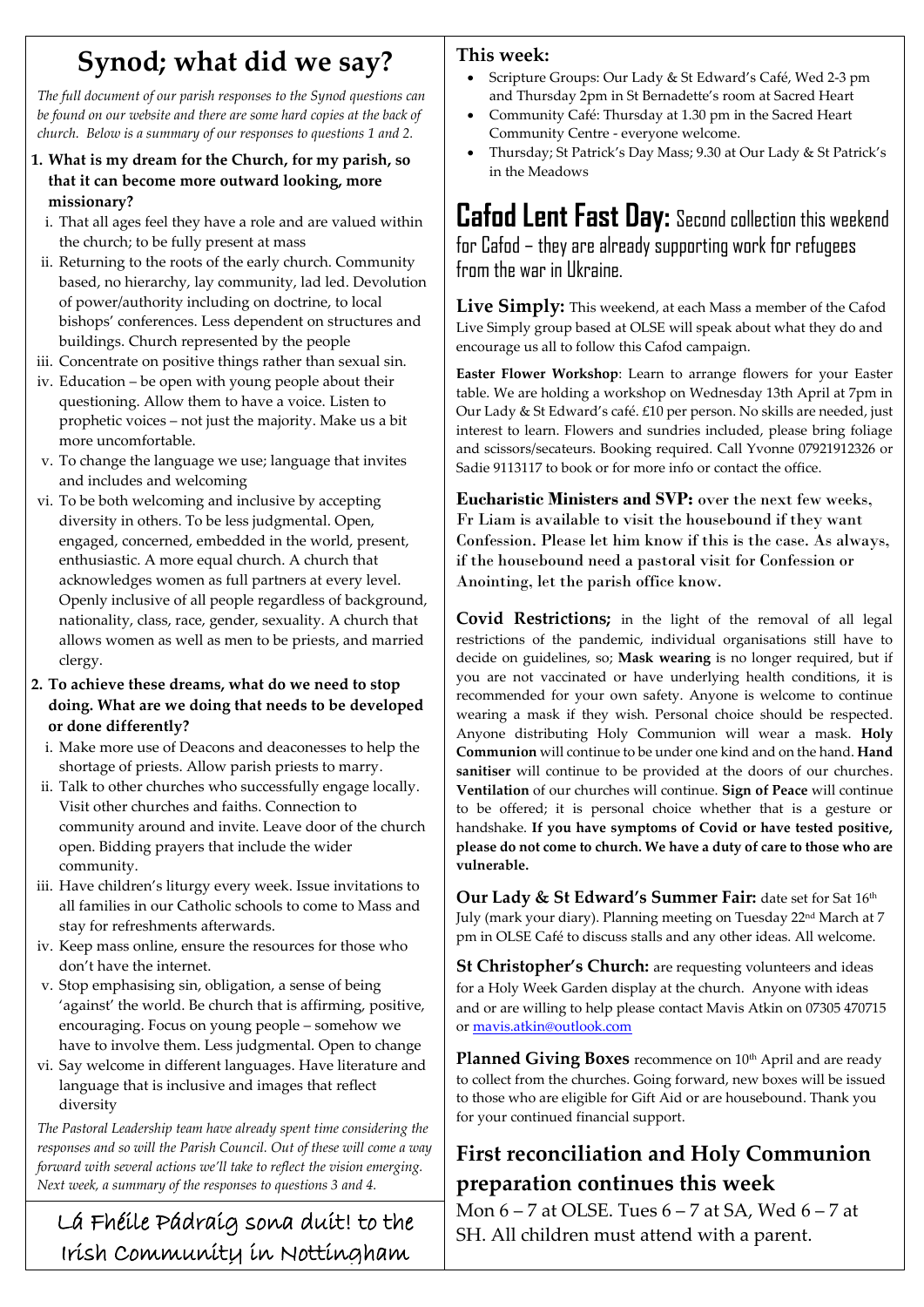# Synod; what did we say?

*The full document of our parish responses to the Synod questions can be found on our website and there are some hard copies at the back of church. Below is a summary of our responses to questions 1 and 2.*

**1. What is my dream for the Church, for my parish, so that it can become more outward looking, more missionary?**

i. That all ages feel they have a role and are valued within the church; to be fully present at mass

ii. Returning to the roots of the early church. Community based, no hierarchy, lay community, lad led. Devolution of power/authority including on doctrine, to local bishops' conferences. Less dependent on structures and buildings. Church represented by the people

iii. Concentrate on positive things rather than sexual sin.

iv. Education – be open with young people about their questioning. Allow them to have a voice. Listen to prophetic voices – not just the majority. Make us a bit more uncomfortable.

v. To change the language we use; language that invites and includes and welcoming

vi. To be both welcoming and inclusive by accepting diversity in others. To be less judgmental. Open, engaged, concerned, embedded in the world, present, enthusiastic. A more equal church. A church that acknowledges women as full partners at every level. Openly inclusive of all people regardless of background, nationality, class, race, gender, sexuality. A church that allows women as well as men to be priests, and married clergy.

**2. To achieve these dreams, what do we need to stop doing. What are we doing that needs to be developed or done differently?**

i. Make more use of Deacons and deaconesses to help the shortage of priests. Allow parish priests to marry.

ii. Talk to other churches who successfully engage locally. Visit other churches and faiths. Connection to community around and invite. Leave door of the church open. Bidding prayers that include the wider community.

iii. Have children's liturgy every week. Issue invitations to all families in our Catholic schools to come to Mass and stay for refreshments afterwards.

iv. Keep mass online, ensure the resources for those who don't have the internet.

v. Stop emphasising sin, obligation, a sense of being 'against' the world. Be church that is affirming, positive, encouraging. Focus on young people – somehow we have to involve them. Less judgmental. Open to change

vi. Say welcome in different languages. Have literature and language that is inclusive and images that reflect diversity

*The Pastoral Leadership team have already spent time considering the responses and so will the Parish Council. Out of these will come a way forward with several actions we'll take to reflect the vision emerging. Next week, a summary of the responses to questions 3 and 4.*

Lá Fhéile Pádraig sona duit! to the Irish Community in Nottingham

## This week:

- Scripture Groups: Our Lady & St Edward's Café, Wed 2-3 pm and Thursday 2pm in St Bernadette's room at Sacred Heart
- Community Café: Thursday at 1.30 pm in the Sacred Heart Community Centre - everyone welcome.
- Thursday; St Patrick's Day Mass; 9.30 at Our Lady & St Patrick's in the Meadows

**Cafod Lent Fast Day:** Second collection this weekend for Cafod – they are already supporting work for refugees from the war in Ukraine.

**Live Simply:** This weekend, at each Mass a member of the Cafod Live Simply group based at OLSE will speak about what they do and encourage us all to follow this Cafod campaign.

**Easter Flower Workshop**: Learn to arrange flowers for your Easter table. We are holding a workshop on Wednesday 13th April at 7pm in Our Lady & St Edward's café. £10 per person. No skills are needed, just interest to learn. Flowers and sundries included, please bring foliage and scissors/secateurs. Booking required. Call Yvonne 07921912326 or Sadie 9113117 to book or for more info or contact the office.

**Eucharistic Ministers and SVP:** over the next few weeks, Fr Liam is available to visit the housebound if they want Confession. Please let him know if this is the case. As always, if the housebound need a pastoral visit for Confession or Anointing, let the parish office know.

**Covid Restrictions;** in the light of the removal of all legal restrictions of the pandemic, individual organisations still have to decide on guidelines, so; **Mask wearing** is no longer required, but if you are not vaccinated or have underlying health conditions, it is recommended for your own safety. Anyone is welcome to continue wearing a mask if they wish. Personal choice should be respected. Anyone distributing Holy Communion will wear a mask. **Holy Communion** will continue to be under one kind and on the hand. **Hand sanitiser** will continue to be provided at the doors of our churches. **Ventilation** of our churches will continue. **Sign of Peace** will continue to be offered; it is personal choice whether that is a gesture or handshake. **If you have symptoms of Covid or have tested positive, please do not come to church. We have a duty of care to those who are vulnerable.**

**Our Lady & St Edward's Summer Fair:** date set for Sat 16th July (mark your diary). Planning meeting on Tuesday 22nd March at 7 pm in OLSE Café to discuss stalls and any other ideas. All welcome.

**St Christopher's Church:** are requesting volunteers and ideas for a Holy Week Garden display at the church. Anyone with ideas and or are willing to help please contact Mavis Atkin on 07305 470715 or mavis.atkin@outlook.com

**Planned Giving Boxes** recommence on 10th April and are ready to collect from the churches. Going forward, new boxes will be issued to those who are eligible for Gift Aid or are housebound. Thank you for your continued financial support.

## First reconciliation and Holy Communion preparation continues this week

Mon 6 – 7 at OLSE. Tues 6 – 7 at SA, Wed 6 – 7 at SH. All children must attend with a parent.